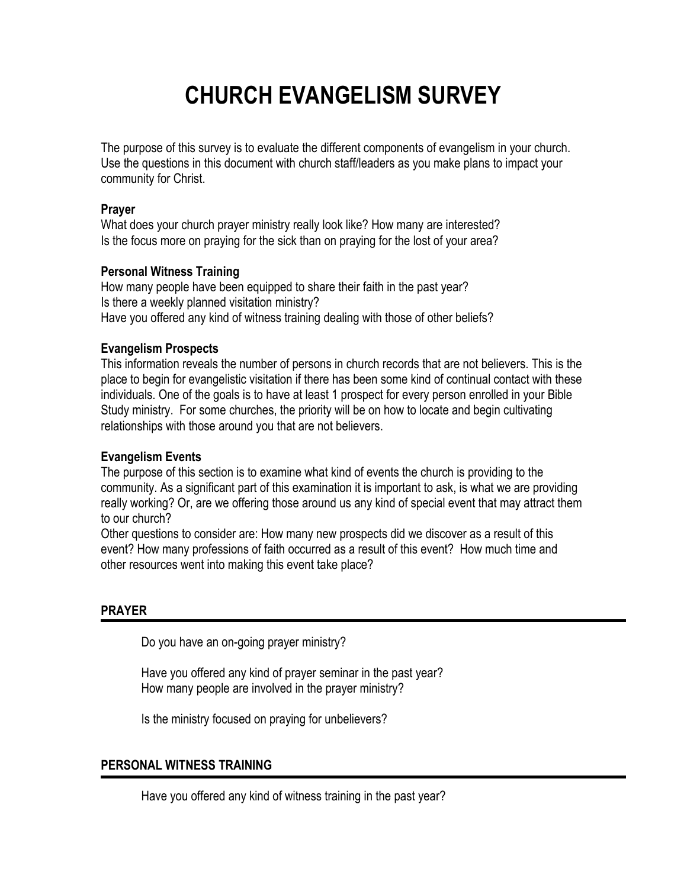# CHURCH EVANGELISM SURVEY

The purpose of this survey is to evaluate the different components of evangelism in your church. Use the questions in this document with church staff/leaders as you make plans to impact your community for Christ.

**Prayer**
What does your church prayer ministry really look like? How many are interested?
Is the focus more on praying for the sick than on praying for the lost of your area?

**Personal Witness Training**
How many people have been equipped to share their faith in the past year?
Is there a weekly planned visitation ministry?
Have you offered any kind of witness training dealing with those of other beliefs?

**Evangelism Prospects**
This information reveals the number of persons in church records that are not believers. This is the place to begin for evangelistic visitation if there has been some kind of continual contact with these individuals. One of the goals is to have at least 1 prospect for every person enrolled in your Bible Study ministry. For some churches, the priority will be on how to locate and begin cultivating relationships with those around you that are not believers.

**Evangelism Events**
The purpose of this section is to examine what kind of events the church is providing to the community. As a significant part of this examination it is important to ask, is what we are providing really working? Or, are we offering those around us any kind of special event that may attract them to our church?
Other questions to consider are: How many new prospects did we discover as a result of this event? How many professions of faith occurred as a result of this event? How much time and other resources went into making this event take place?

## PRAYER

Do you have an on-going prayer ministry?

Have you offered any kind of prayer seminar in the past year?
How many people are involved in the prayer ministry?

Is the ministry focused on praying for unbelievers?

## PERSONAL WITNESS TRAINING

Have you offered any kind of witness training in the past year?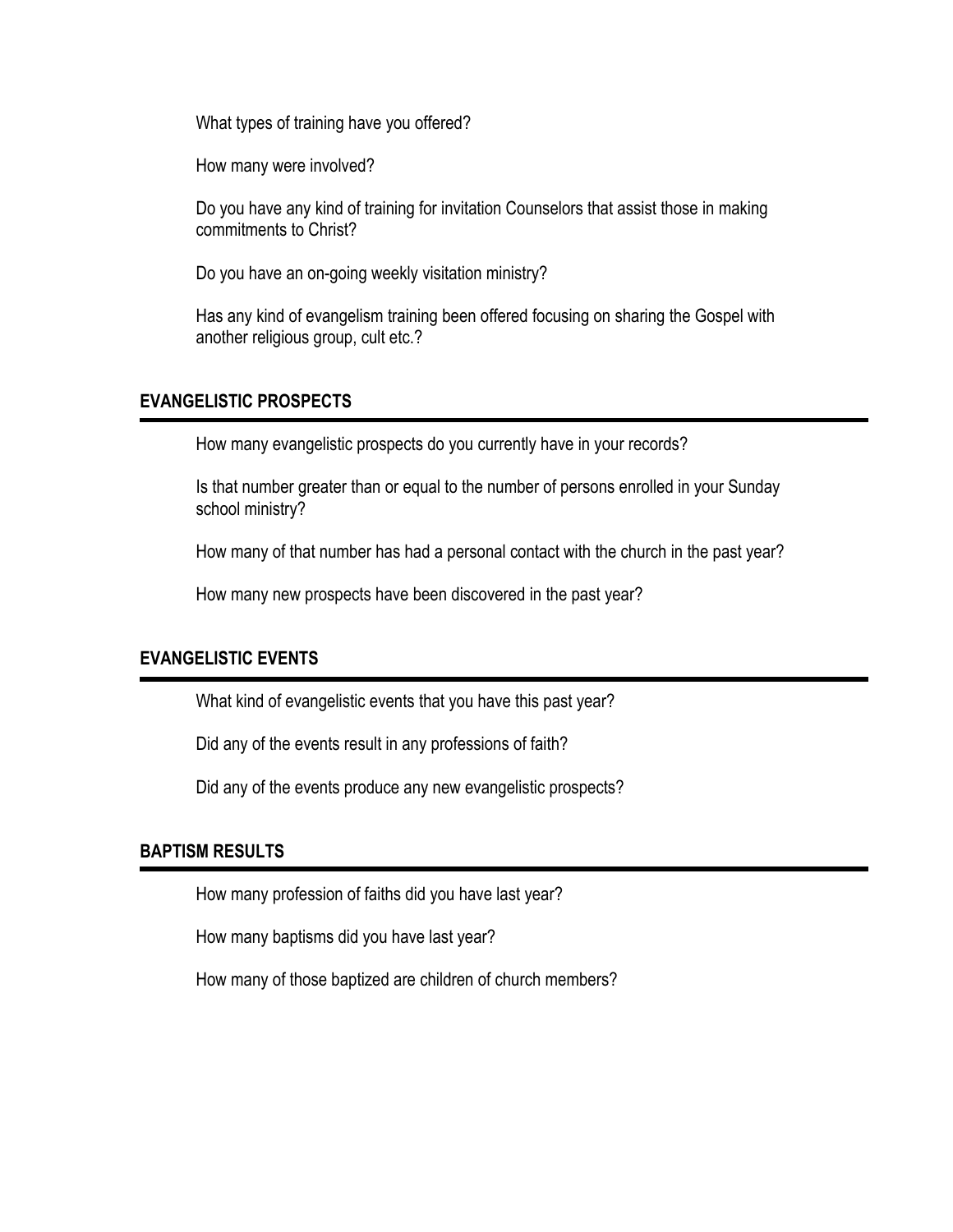What types of training have you offered?

How many were involved?

Do you have any kind of training for invitation Counselors that assist those in making commitments to Christ?

Do you have an on-going weekly visitation ministry?

Has any kind of evangelism training been offered focusing on sharing the Gospel with another religious group, cult etc.?

## EVANGELISTIC PROSPECTS

How many evangelistic prospects do you currently have in your records?

Is that number greater than or equal to the number of persons enrolled in your Sunday school ministry?

How many of that number has had a personal contact with the church in the past year?

How many new prospects have been discovered in the past year?

## EVANGELISTIC EVENTS

What kind of evangelistic events that you have this past year?

Did any of the events result in any professions of faith?

Did any of the events produce any new evangelistic prospects?

## BAPTISM RESULTS

How many profession of faiths did you have last year?

How many baptisms did you have last year?

How many of those baptized are children of church members?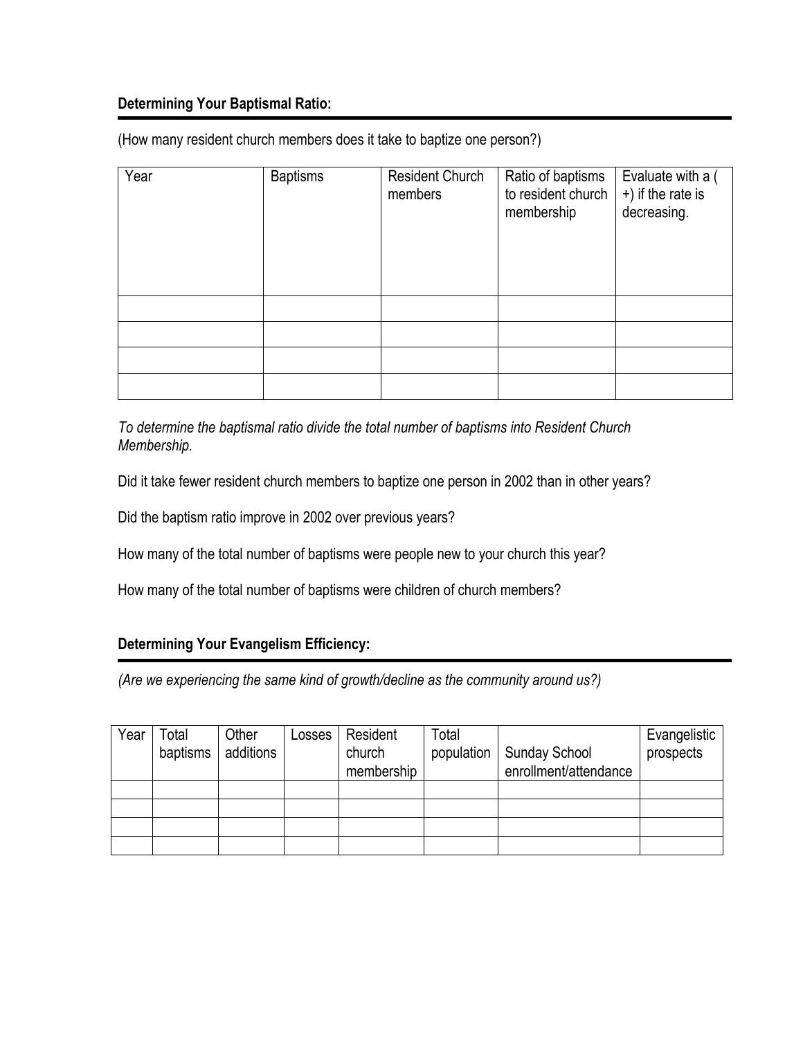**Determining Your Baptismal Ratio:**

(How many resident church members does it take to baptize one person?)

| Year | Baptisms | Resident Church members | Ratio of baptisms to resident church membership | Evaluate with a ( +) if the rate is decreasing. |
|---|---|---|---|---|
| | | | | |
| | | | | |
| | | | | |
| | | | | |

*To determine the baptismal ratio divide the total number of baptisms into Resident Church Membership.*

Did it take fewer resident church members to baptize one person in 2002 than in other years?

Did the baptism ratio improve in 2002 over previous years?

How many of the total number of baptisms were people new to your church this year?

How many of the total number of baptisms were children of church members?

**Determining Your Evangelism Efficiency:**

*(Are we experiencing the same kind of growth/decline as the community around us?)*

| Year | Total baptisms | Other additions | Losses | Resident church membership | Total population | Sunday School enrollment/attendance | Evangelistic prospects |
|---|---|---|---|---|---|---|---|
| | | | | | | | |
| | | | | | | | |
| | | | | | | | |
| | | | | | | | |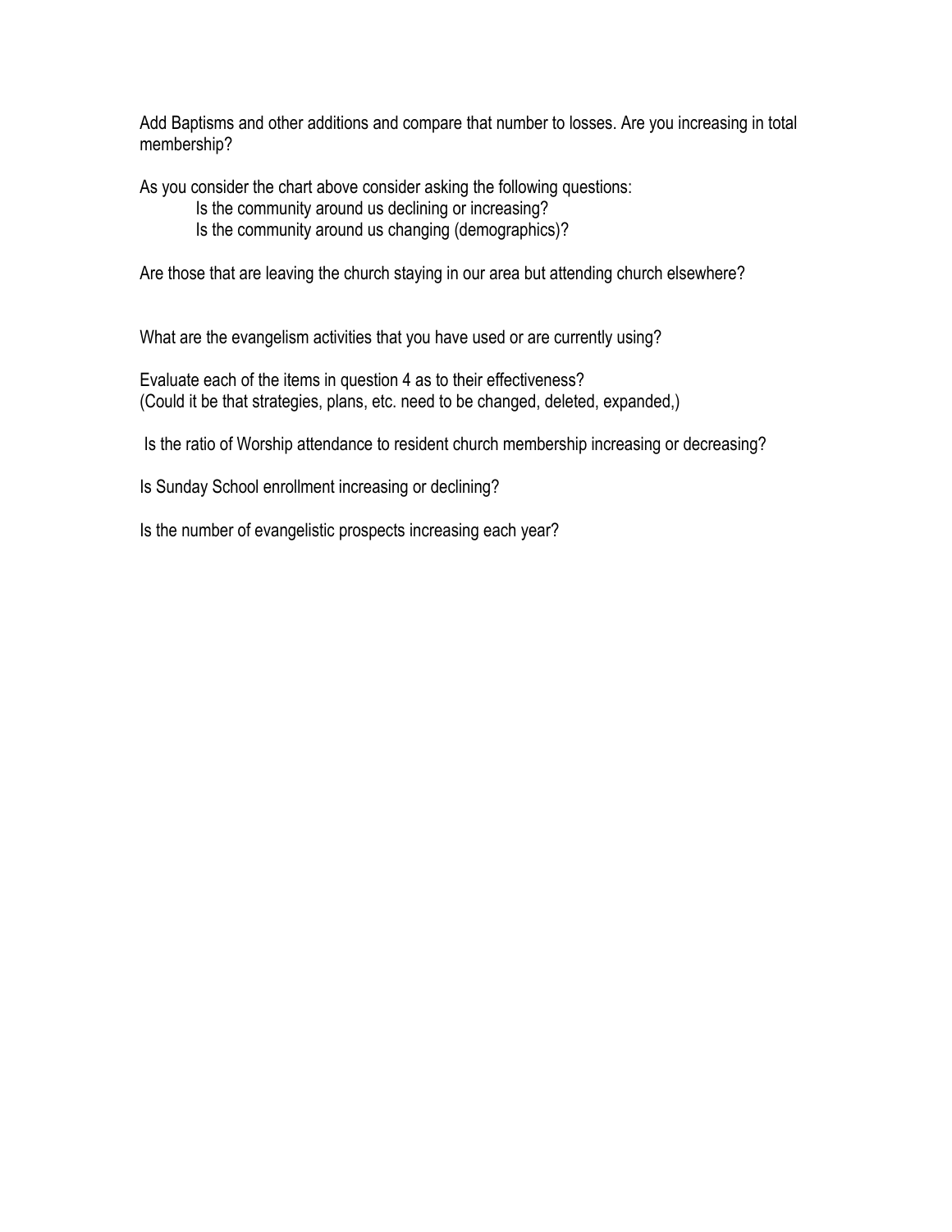Add Baptisms and other additions and compare that number to losses. Are you increasing in total membership?

As you consider the chart above consider asking the following questions:

- Is the community around us declining or increasing?
- Is the community around us changing (demographics)?

Are those that are leaving the church staying in our area but attending church elsewhere?

What are the evangelism activities that you have used or are currently using?

Evaluate each of the items in question 4 as to their effectiveness?
(Could it be that strategies, plans, etc. need to be changed, deleted, expanded,)

Is the ratio of Worship attendance to resident church membership increasing or decreasing?

Is Sunday School enrollment increasing or declining?

Is the number of evangelistic prospects increasing each year?